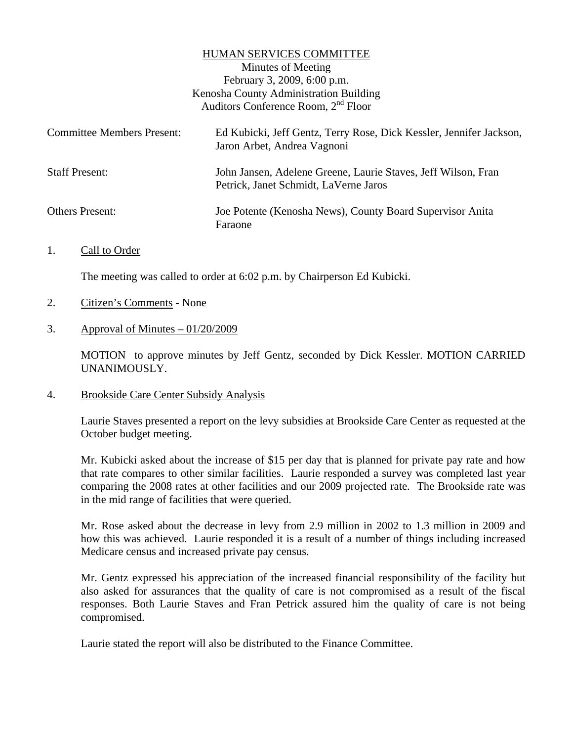# HUMAN SERVICES COMMITTEE

Minutes of Meeting
February 3, 2009, 6:00 p.m.
Kenosha County Administration Building
Auditors Conference Room, 2nd Floor

| | |
|---|---|
| Committee Members Present: | Ed Kubicki, Jeff Gentz, Terry Rose, Dick Kessler, Jennifer Jackson, Jaron Arbet, Andrea Vagnoni |
| Staff Present: | John Jansen, Adelene Greene, Laurie Staves, Jeff Wilson, Fran Petrick, Janet Schmidt, LaVerne Jaros |
| Others Present: | Joe Potente (Kenosha News), County Board Supervisor Anita Faraone |

1. Call to Order

   The meeting was called to order at 6:02 p.m. by Chairperson Ed Kubicki.

2. Citizen's Comments - None

3. Approval of Minutes – 01/20/2009

   MOTION to approve minutes by Jeff Gentz, seconded by Dick Kessler. MOTION CARRIED UNANIMOUSLY.

4. Brookside Care Center Subsidy Analysis

   Laurie Staves presented a report on the levy subsidies at Brookside Care Center as requested at the October budget meeting.

   Mr. Kubicki asked about the increase of $15 per day that is planned for private pay rate and how that rate compares to other similar facilities. Laurie responded a survey was completed last year comparing the 2008 rates at other facilities and our 2009 projected rate. The Brookside rate was in the mid range of facilities that were queried.

   Mr. Rose asked about the decrease in levy from 2.9 million in 2002 to 1.3 million in 2009 and how this was achieved. Laurie responded it is a result of a number of things including increased Medicare census and increased private pay census.

   Mr. Gentz expressed his appreciation of the increased financial responsibility of the facility but also asked for assurances that the quality of care is not compromised as a result of the fiscal responses. Both Laurie Staves and Fran Petrick assured him the quality of care is not being compromised.

   Laurie stated the report will also be distributed to the Finance Committee.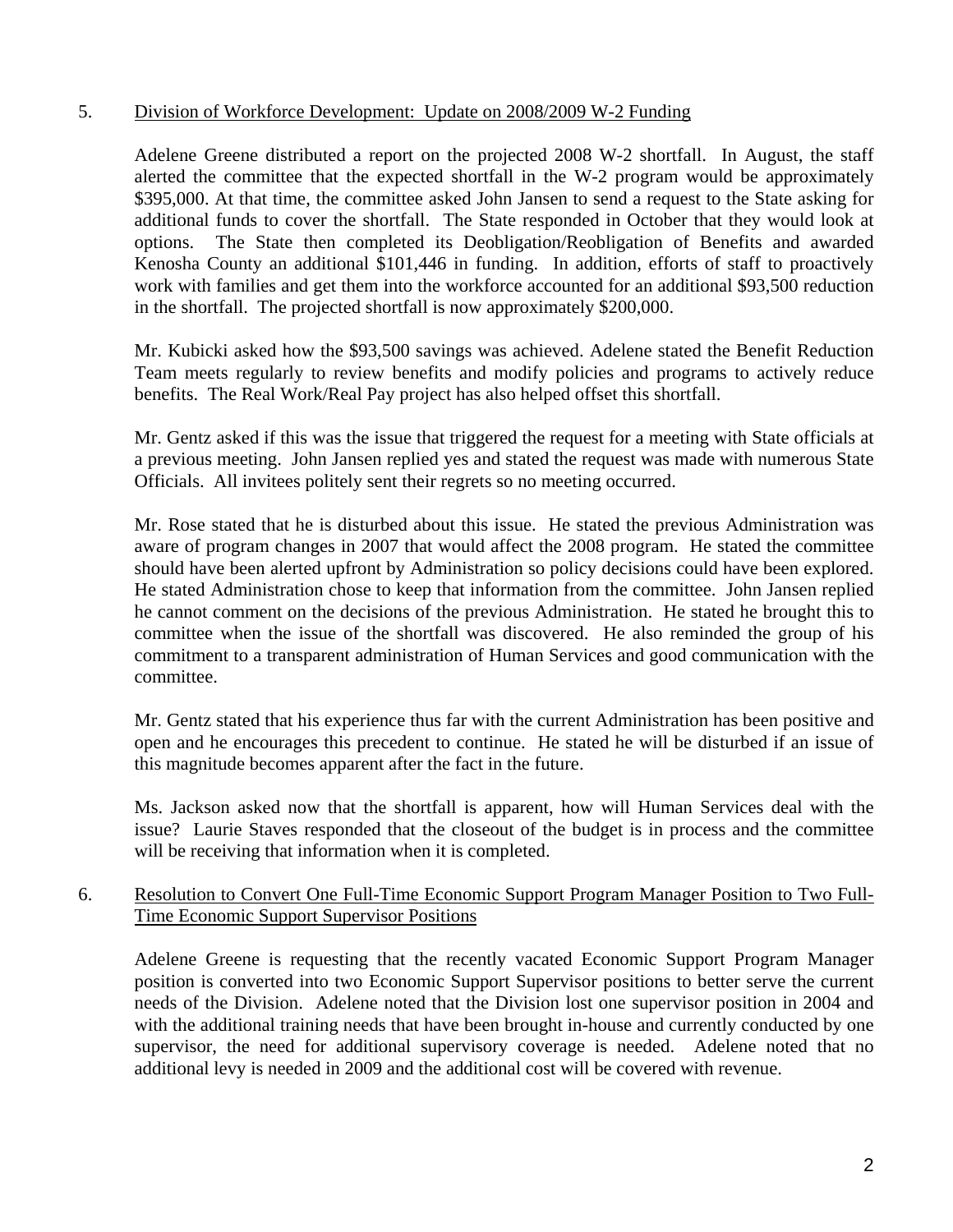5. Division of Workforce Development: Update on 2008/2009 W-2 Funding

Adelene Greene distributed a report on the projected 2008 W-2 shortfall. In August, the staff alerted the committee that the expected shortfall in the W-2 program would be approximately \$395,000. At that time, the committee asked John Jansen to send a request to the State asking for additional funds to cover the shortfall. The State responded in October that they would look at options. The State then completed its Deobligation/Reobligation of Benefits and awarded Kenosha County an additional \$101,446 in funding. In addition, efforts of staff to proactively work with families and get them into the workforce accounted for an additional \$93,500 reduction in the shortfall. The projected shortfall is now approximately \$200,000.

Mr. Kubicki asked how the \$93,500 savings was achieved. Adelene stated the Benefit Reduction Team meets regularly to review benefits and modify policies and programs to actively reduce benefits. The Real Work/Real Pay project has also helped offset this shortfall.

Mr. Gentz asked if this was the issue that triggered the request for a meeting with State officials at a previous meeting. John Jansen replied yes and stated the request was made with numerous State Officials. All invitees politely sent their regrets so no meeting occurred.

Mr. Rose stated that he is disturbed about this issue. He stated the previous Administration was aware of program changes in 2007 that would affect the 2008 program. He stated the committee should have been alerted upfront by Administration so policy decisions could have been explored. He stated Administration chose to keep that information from the committee. John Jansen replied he cannot comment on the decisions of the previous Administration. He stated he brought this to committee when the issue of the shortfall was discovered. He also reminded the group of his commitment to a transparent administration of Human Services and good communication with the committee.

Mr. Gentz stated that his experience thus far with the current Administration has been positive and open and he encourages this precedent to continue. He stated he will be disturbed if an issue of this magnitude becomes apparent after the fact in the future.

Ms. Jackson asked now that the shortfall is apparent, how will Human Services deal with the issue? Laurie Staves responded that the closeout of the budget is in process and the committee will be receiving that information when it is completed.

6. Resolution to Convert One Full-Time Economic Support Program Manager Position to Two Full-Time Economic Support Supervisor Positions

Adelene Greene is requesting that the recently vacated Economic Support Program Manager position is converted into two Economic Support Supervisor positions to better serve the current needs of the Division. Adelene noted that the Division lost one supervisor position in 2004 and with the additional training needs that have been brought in-house and currently conducted by one supervisor, the need for additional supervisory coverage is needed. Adelene noted that no additional levy is needed in 2009 and the additional cost will be covered with revenue.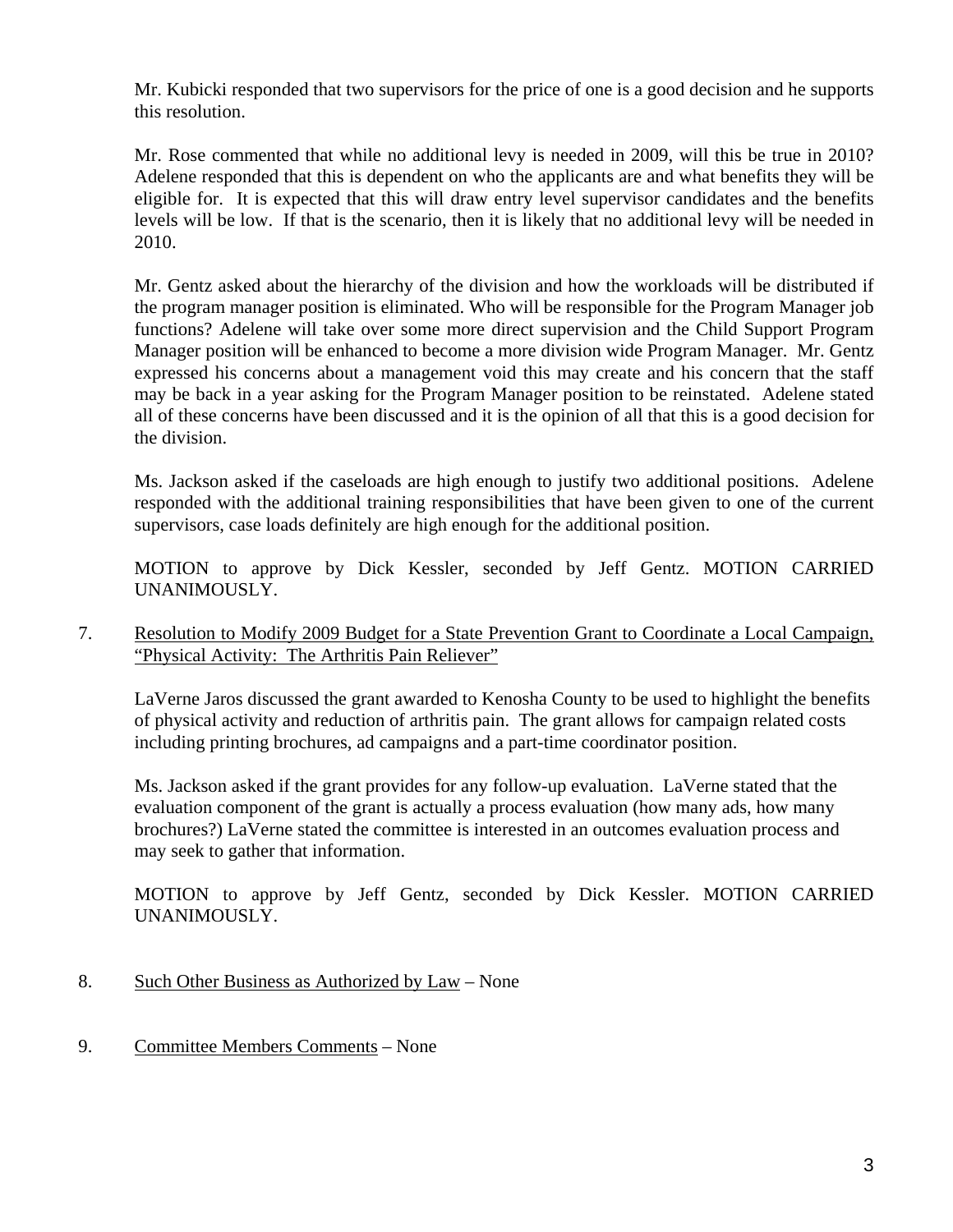Mr. Kubicki responded that two supervisors for the price of one is a good decision and he supports this resolution.

Mr. Rose commented that while no additional levy is needed in 2009, will this be true in 2010? Adelene responded that this is dependent on who the applicants are and what benefits they will be eligible for. It is expected that this will draw entry level supervisor candidates and the benefits levels will be low. If that is the scenario, then it is likely that no additional levy will be needed in 2010.

Mr. Gentz asked about the hierarchy of the division and how the workloads will be distributed if the program manager position is eliminated. Who will be responsible for the Program Manager job functions? Adelene will take over some more direct supervision and the Child Support Program Manager position will be enhanced to become a more division wide Program Manager. Mr. Gentz expressed his concerns about a management void this may create and his concern that the staff may be back in a year asking for the Program Manager position to be reinstated. Adelene stated all of these concerns have been discussed and it is the opinion of all that this is a good decision for the division.

Ms. Jackson asked if the caseloads are high enough to justify two additional positions. Adelene responded with the additional training responsibilities that have been given to one of the current supervisors, case loads definitely are high enough for the additional position.

MOTION to approve by Dick Kessler, seconded by Jeff Gentz. MOTION CARRIED UNANIMOUSLY.

7. Resolution to Modify 2009 Budget for a State Prevention Grant to Coordinate a Local Campaign, "Physical Activity: The Arthritis Pain Reliever"

   LaVerne Jaros discussed the grant awarded to Kenosha County to be used to highlight the benefits of physical activity and reduction of arthritis pain. The grant allows for campaign related costs including printing brochures, ad campaigns and a part-time coordinator position.

   Ms. Jackson asked if the grant provides for any follow-up evaluation. LaVerne stated that the evaluation component of the grant is actually a process evaluation (how many ads, how many brochures?) LaVerne stated the committee is interested in an outcomes evaluation process and may seek to gather that information.

   MOTION to approve by Jeff Gentz, seconded by Dick Kessler. MOTION CARRIED UNANIMOUSLY.

8. Such Other Business as Authorized by Law – None

9. Committee Members Comments – None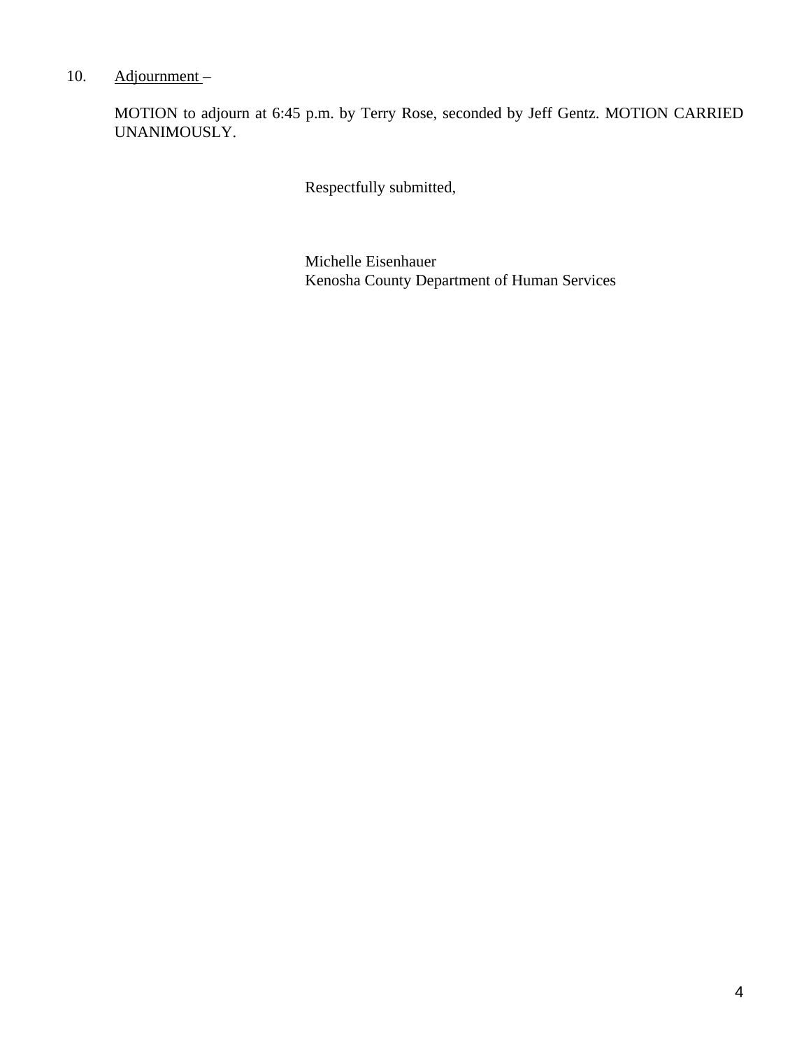10. Adjournment –

MOTION to adjourn at 6:45 p.m. by Terry Rose, seconded by Jeff Gentz. MOTION CARRIED UNANIMOUSLY.

Respectfully submitted,

Michelle Eisenhauer
Kenosha County Department of Human Services